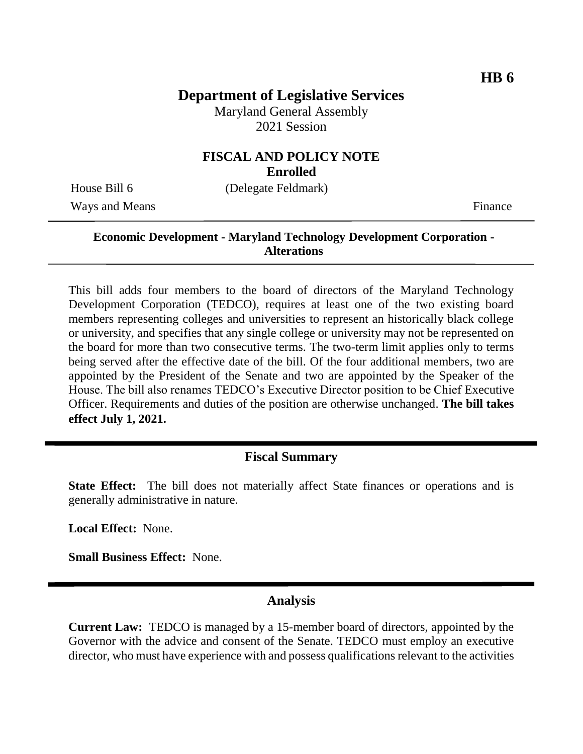**HB 6**

# Department of Legislative Services

Maryland General Assembly
2021 Session

## FISCAL AND POLICY NOTE
**Enrolled**

House Bill 6 (Delegate Feldmark)

Ways and Means Finance

---

**Economic Development - Maryland Technology Development Corporation - Alterations**

---

This bill adds four members to the board of directors of the Maryland Technology Development Corporation (TEDCO), requires at least one of the two existing board members representing colleges and universities to represent an historically black college or university, and specifies that any single college or university may not be represented on the board for more than two consecutive terms. The two-term limit applies only to terms being served after the effective date of the bill. Of the four additional members, two are appointed by the President of the Senate and two are appointed by the Speaker of the House. The bill also renames TEDCO's Executive Director position to be Chief Executive Officer. Requirements and duties of the position are otherwise unchanged. **The bill takes effect July 1, 2021.**

---

## Fiscal Summary

**State Effect:** The bill does not materially affect State finances or operations and is generally administrative in nature.

**Local Effect:** None.

**Small Business Effect:** None.

---

## Analysis

**Current Law:** TEDCO is managed by a 15-member board of directors, appointed by the Governor with the advice and consent of the Senate. TEDCO must employ an executive director, who must have experience with and possess qualifications relevant to the activities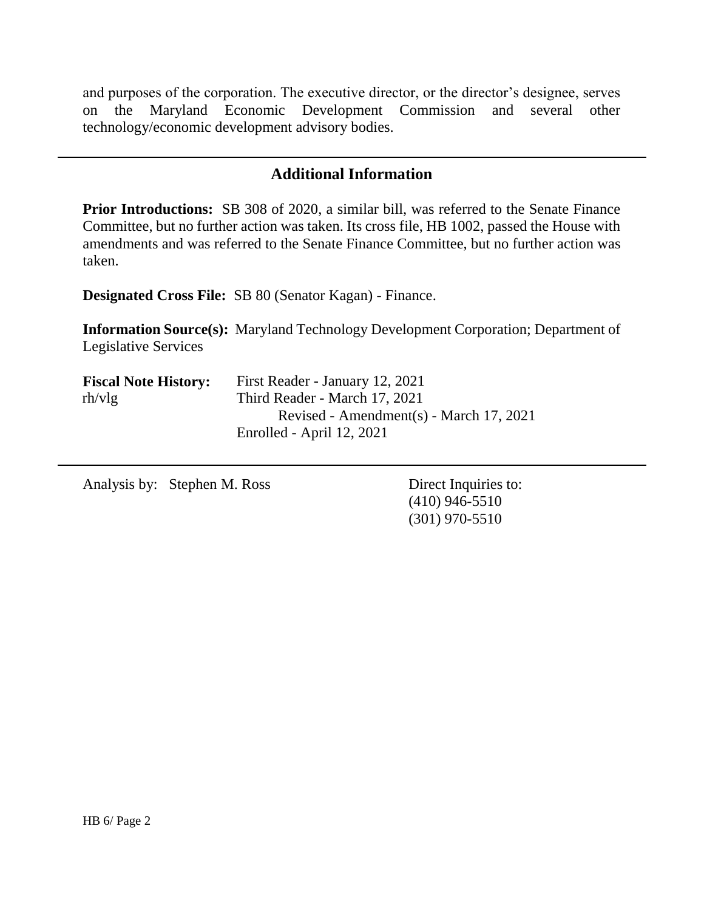and purposes of the corporation. The executive director, or the director's designee, serves on the Maryland Economic Development Commission and several other technology/economic development advisory bodies.

## Additional Information

**Prior Introductions:** SB 308 of 2020, a similar bill, was referred to the Senate Finance Committee, but no further action was taken. Its cross file, HB 1002, passed the House with amendments and was referred to the Senate Finance Committee, but no further action was taken.

**Designated Cross File:** SB 80 (Senator Kagan) - Finance.

**Information Source(s):** Maryland Technology Development Corporation; Department of Legislative Services

**Fiscal Note History:** First Reader - January 12, 2021
rh/vlg Third Reader - March 17, 2021
Revised - Amendment(s) - March 17, 2021
Enrolled - April 12, 2021

Analysis by: Stephen M. Ross

Direct Inquiries to:
(410) 946-5510
(301) 970-5510